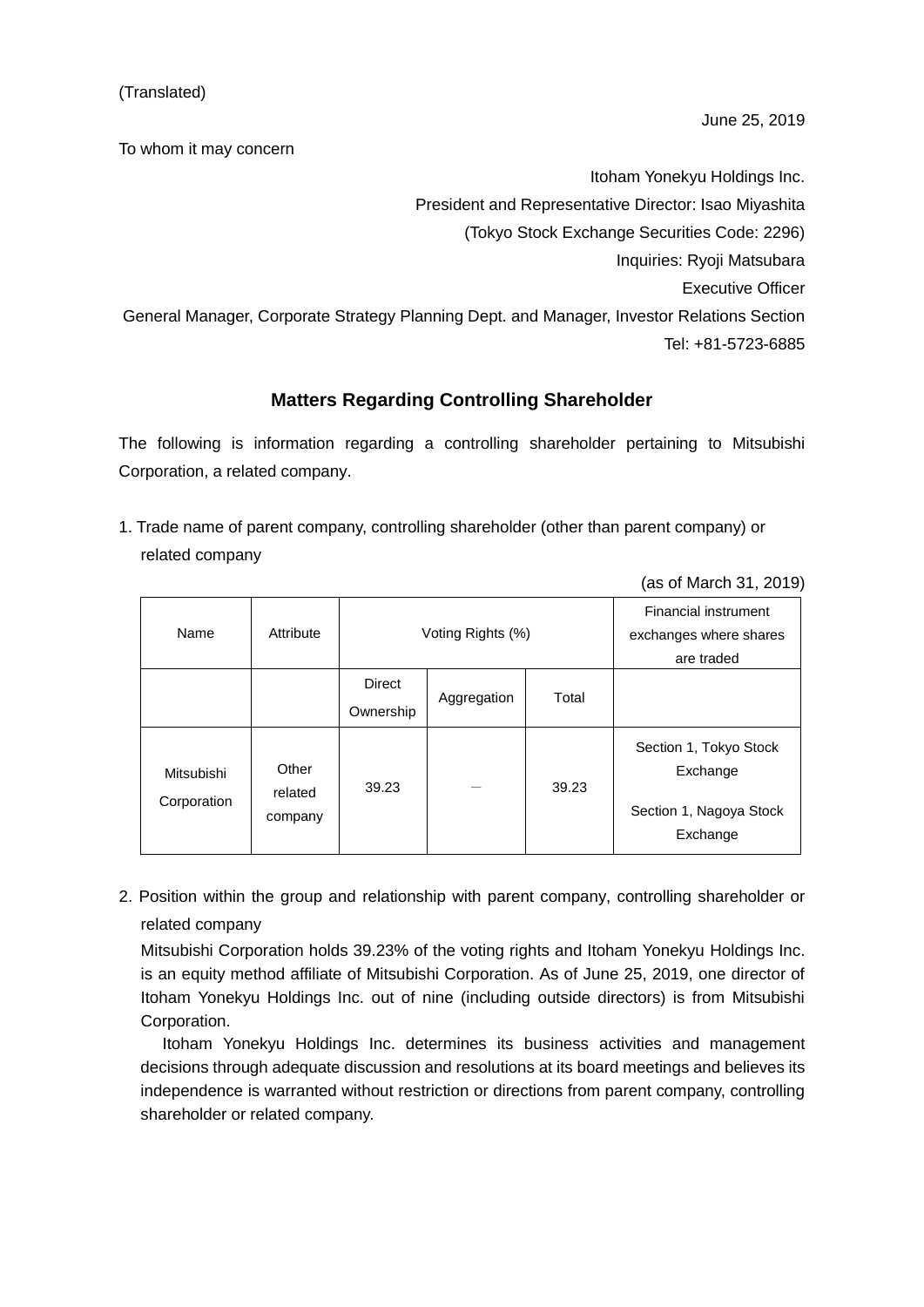(Translated)

June 25, 2019

To whom it may concern

Itoham Yonekyu Holdings Inc.
President and Representative Director: Isao Miyashita
(Tokyo Stock Exchange Securities Code: 2296)
Inquiries: Ryoji Matsubara
Executive Officer
General Manager, Corporate Strategy Planning Dept. and Manager, Investor Relations Section
Tel: +81-5723-6885

## Matters Regarding Controlling Shareholder

The following is information regarding a controlling shareholder pertaining to Mitsubishi Corporation, a related company.

1. Trade name of parent company, controlling shareholder (other than parent company) or related company

(as of March 31, 2019)

| Name | Attribute | Voting Rights (%) | | | Financial instrument exchanges where shares are traded |
|---|---|---|---|---|---|
| | | Direct Ownership | Aggregation | Total | |
| Mitsubishi Corporation | Other related company | 39.23 | — | 39.23 | Section 1, Tokyo Stock Exchange<br>Section 1, Nagoya Stock Exchange |

2. Position within the group and relationship with parent company, controlling shareholder or related company

   Mitsubishi Corporation holds 39.23% of the voting rights and Itoham Yonekyu Holdings Inc. is an equity method affiliate of Mitsubishi Corporation. As of June 25, 2019, one director of Itoham Yonekyu Holdings Inc. out of nine (including outside directors) is from Mitsubishi Corporation.

   Itoham Yonekyu Holdings Inc. determines its business activities and management decisions through adequate discussion and resolutions at its board meetings and believes its independence is warranted without restriction or directions from parent company, controlling shareholder or related company.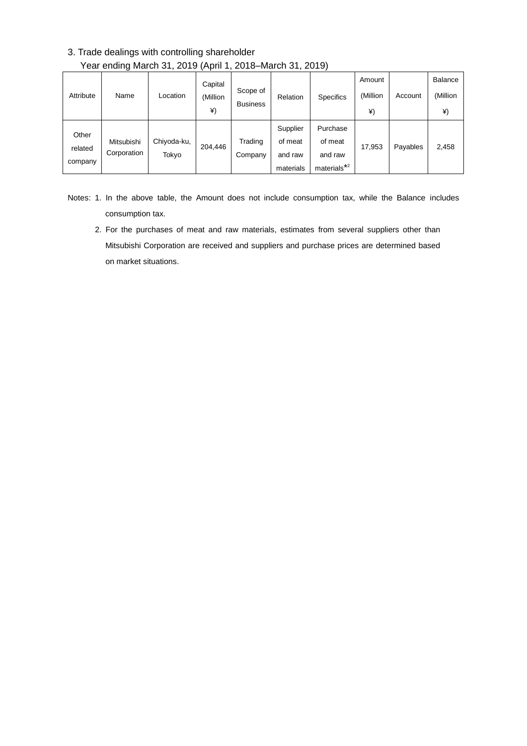3. Trade dealings with controlling shareholder

Year ending March 31, 2019 (April 1, 2018–March 31, 2019)

| Attribute | Name | Location | Capital (Million ¥) | Scope of Business | Relation | Specifics | Amount (Million ¥) | Account | Balance (Million ¥) |
|---|---|---|---|---|---|---|---|---|---|
| Other related company | Mitsubishi Corporation | Chiyoda-ku, Tokyo | 204,446 | Trading Company | Supplier of meat and raw materials | Purchase of meat and raw materials*[2] | 17,953 | Payables | 2,458 |

Notes: 1. In the above table, the Amount does not include consumption tax, while the Balance includes consumption tax.

2. For the purchases of meat and raw materials, estimates from several suppliers other than Mitsubishi Corporation are received and suppliers and purchase prices are determined based on market situations.